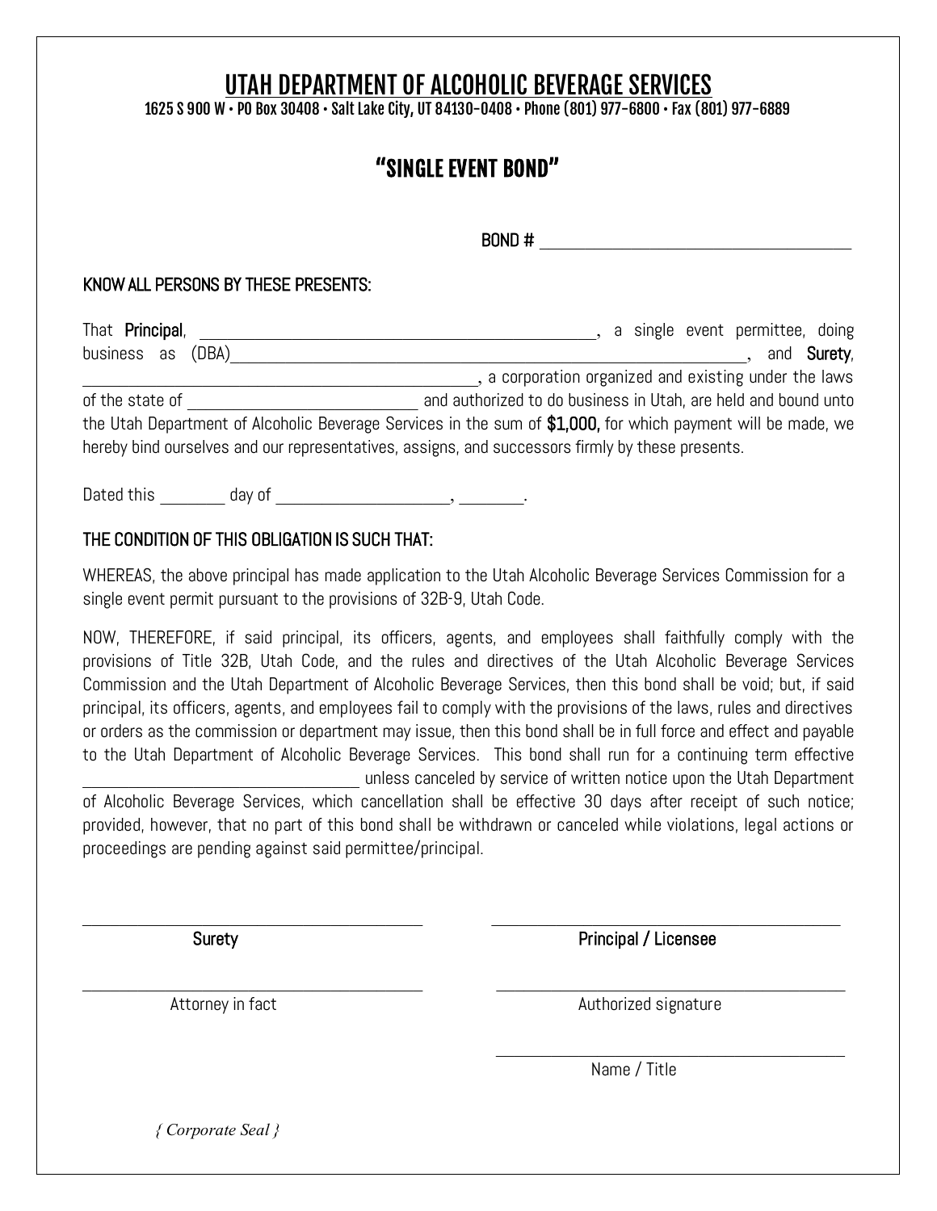# UTAH DEPARTMENT OF ALCOHOLIC BEVERAGE SERVICES

**1625 S 900 W • PO Box 30408 • Salt Lake City, UT 84130-0408 • Phone (801) 977-6800 • Fax (801) 977-6889**

## "SINGLE EVENT BOND"

BOND # ____________________________________

KNOW ALL PERSONS BY THESE PRESENTS:

That **Principal**, ____________________________________________, a single event permittee, doing business as (DBA)____________________________________________________________, and **Surety**, ____________________________________________, a corporation organized and existing under the laws of the state of __________________________ and authorized to do business in Utah, are held and bound unto the Utah Department of Alcoholic Beverage Services in the sum of **$1,000,** for which payment will be made, we hereby bind ourselves and our representatives, assigns, and successors firmly by these presents.

Dated this ________ day of ____________________, ________.

THE CONDITION OF THIS OBLIGATION IS SUCH THAT:

WHEREAS, the above principal has made application to the Utah Alcoholic Beverage Services Commission for a single event permit pursuant to the provisions of 32B-9, Utah Code.

NOW, THEREFORE, if said principal, its officers, agents, and employees shall faithfully comply with the provisions of Title 32B, Utah Code, and the rules and directives of the Utah Alcoholic Beverage Services Commission and the Utah Department of Alcoholic Beverage Services, then this bond shall be void; but, if said principal, its officers, agents, and employees fail to comply with the provisions of the laws, rules and directives or orders as the commission or department may issue, then this bond shall be in full force and effect and payable to the Utah Department of Alcoholic Beverage Services. This bond shall run for a continuing term effective ________________________________ unless canceled by service of written notice upon the Utah Department of Alcoholic Beverage Services, which cancellation shall be effective 30 days after receipt of such notice; provided, however, that no part of this bond shall be withdrawn or canceled while violations, legal actions or proceedings are pending against said permittee/principal.

| | |
|---|---|
| ________________________________________ | ________________________________________ |
| Surety | Principal / Licensee |
| ________________________________________ | ________________________________________ |
| Attorney in fact | Authorized signature |
| | ________________________________________ |
| | Name / Title |

*{ Corporate Seal }*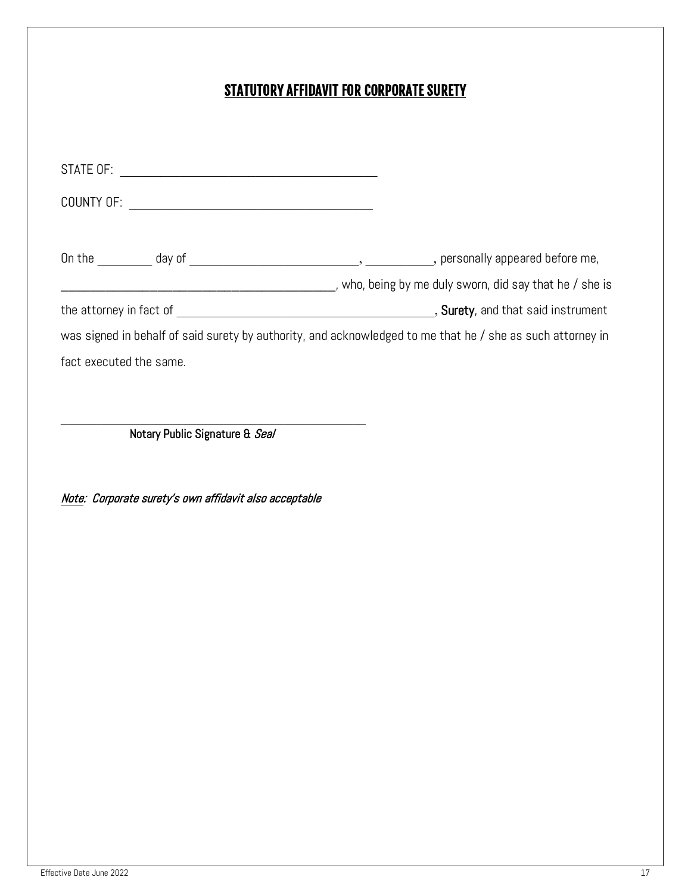# STATUTORY AFFIDAVIT FOR CORPORATE SURETY

STATE OF: ________________________________________

COUNTY OF: ______________________________________

On the _________ day of ___________________________, ___________, personally appeared before me, ____________________________________________, who, being by me duly sworn, did say that he / she is the attorney in fact of ________________________________________, **Surety**, and that said instrument was signed in behalf of said surety by authority, and acknowledged to me that he / she as such attorney in fact executed the same.

_______________________________________________

Notary Public Signature & *Seal*

*Note: Corporate surety's own affidavit also acceptable*

Effective Date June 2022